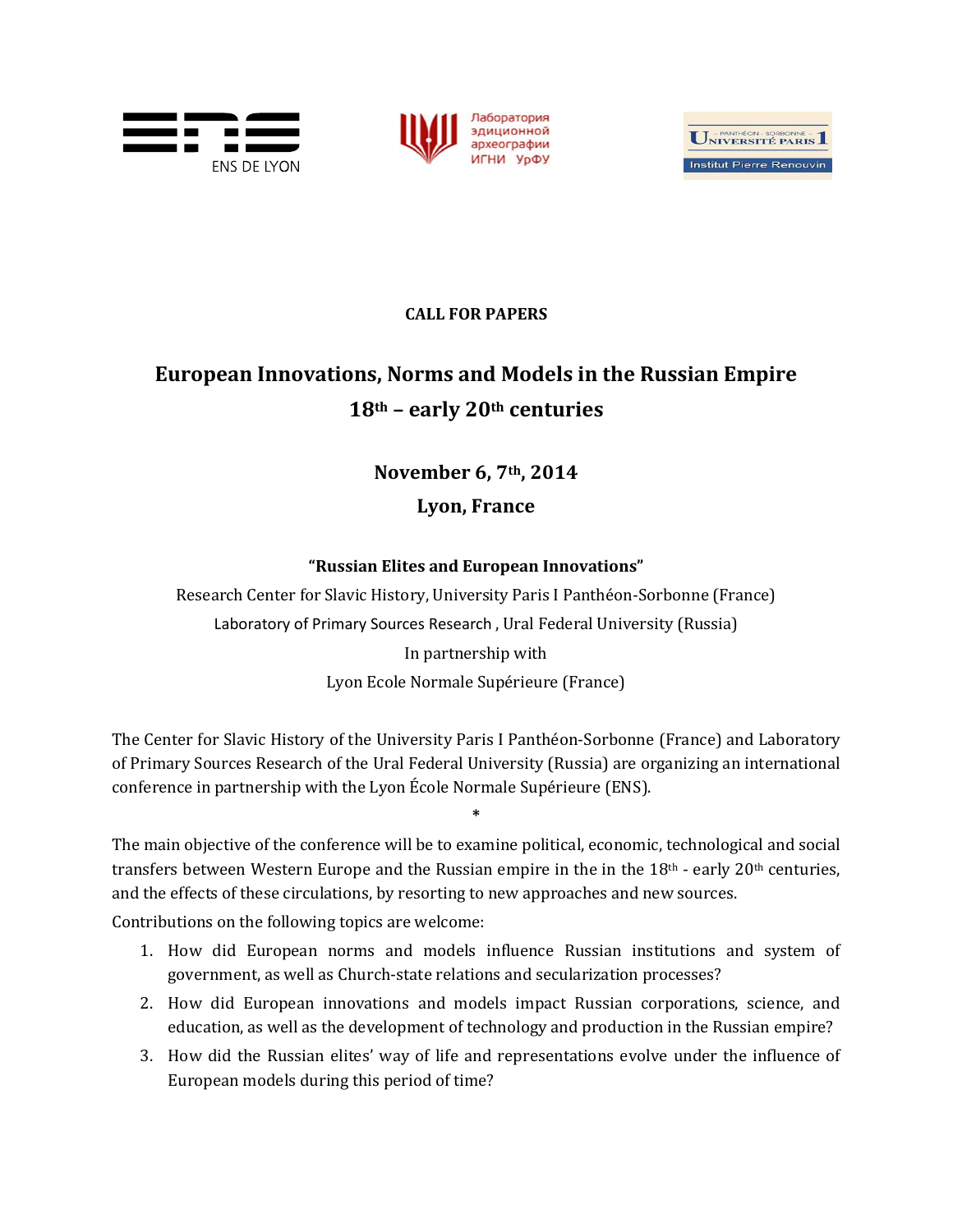ENS DE LYON

Лаборатория эдиционной археографии ИГНИ УрФУ

UNIVERSITÉ PARIS 1 PANTHÉON - SORBONNE
Institut Pierre Renouvin

**CALL FOR PAPERS**

# European Innovations, Norms and Models in the Russian Empire 18th – early 20th centuries

## November 6, 7th, 2014

## Lyon, France

**"Russian Elites and European Innovations"**

Research Center for Slavic History, University Paris I Panthéon-Sorbonne (France)

Laboratory of Primary Sources Research , Ural Federal University (Russia)

In partnership with

Lyon Ecole Normale Supérieure (France)

The Center for Slavic History of the University Paris I Panthéon-Sorbonne (France) and Laboratory of Primary Sources Research of the Ural Federal University (Russia) are organizing an international conference in partnership with the Lyon École Normale Supérieure (ENS).

*

The main objective of the conference will be to examine political, economic, technological and social transfers between Western Europe and the Russian empire in the in the 18th - early 20th centuries, and the effects of these circulations, by resorting to new approaches and new sources.

Contributions on the following topics are welcome:

1. How did European norms and models influence Russian institutions and system of government, as well as Church-state relations and secularization processes?
2. How did European innovations and models impact Russian corporations, science, and education, as well as the development of technology and production in the Russian empire?
3. How did the Russian elites' way of life and representations evolve under the influence of European models during this period of time?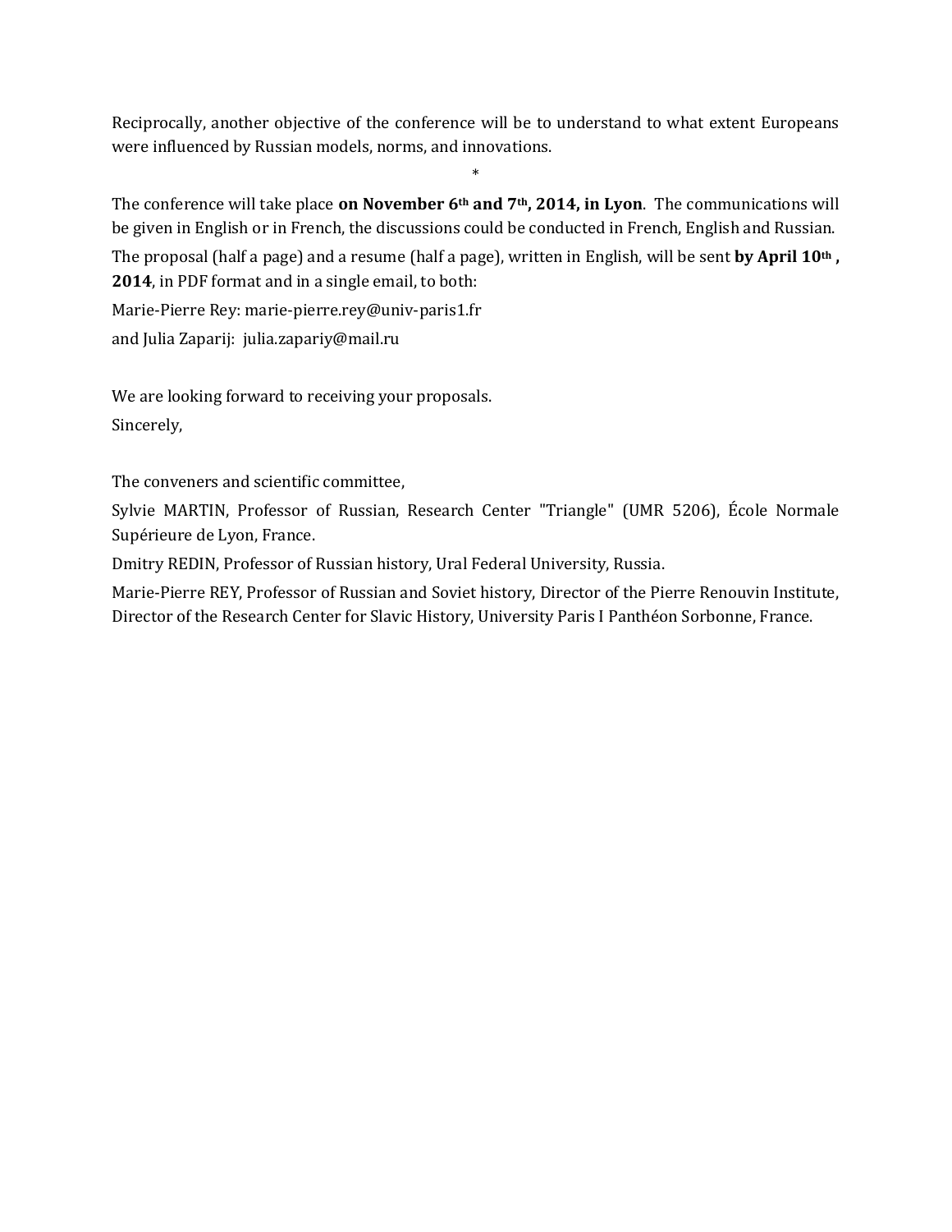Reciprocally, another objective of the conference will be to understand to what extent Europeans were influenced by Russian models, norms, and innovations.

*

The conference will take place **on November 6th and 7th, 2014, in Lyon**. The communications will be given in English or in French, the discussions could be conducted in French, English and Russian.

The proposal (half a page) and a resume (half a page), written in English, will be sent **by April 10th , 2014**, in PDF format and in a single email, to both:

Marie-Pierre Rey: marie-pierre.rey@univ-paris1.fr

and Julia Zaparij: julia.zapariy@mail.ru

We are looking forward to receiving your proposals.

Sincerely,

The conveners and scientific committee,

Sylvie MARTIN, Professor of Russian, Research Center "Triangle" (UMR 5206), École Normale Supérieure de Lyon, France.

Dmitry REDIN, Professor of Russian history, Ural Federal University, Russia.

Marie-Pierre REY, Professor of Russian and Soviet history, Director of the Pierre Renouvin Institute, Director of the Research Center for Slavic History, University Paris I Panthéon Sorbonne, France.